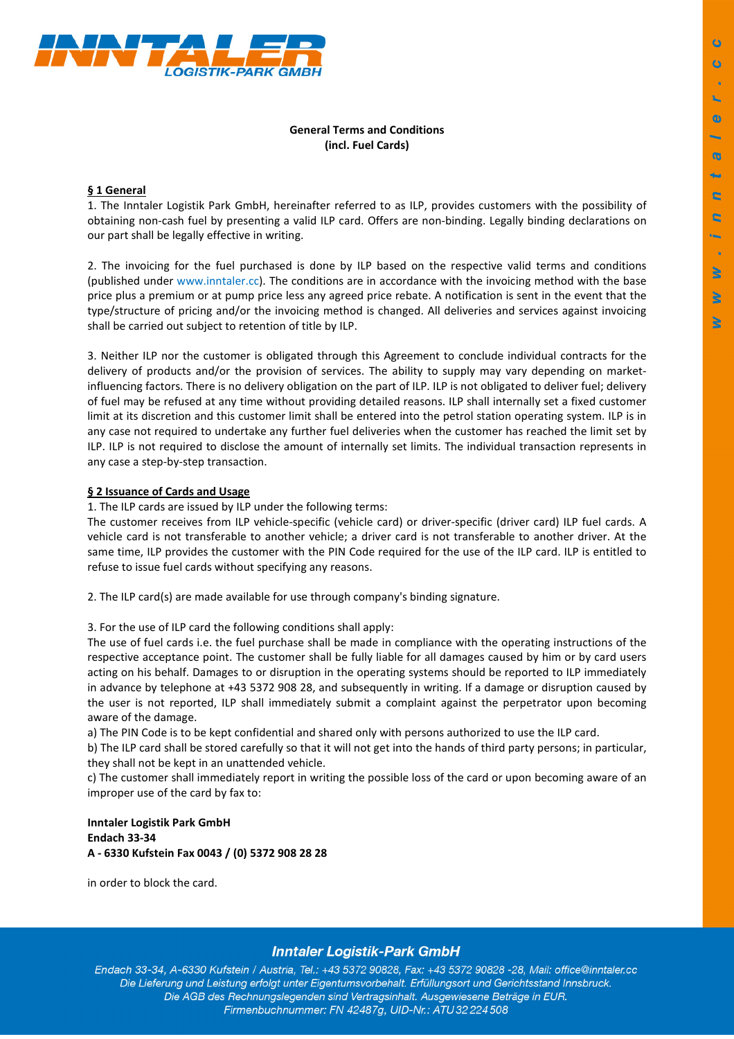**General Terms and Conditions**
**(incl. Fuel Cards)**

## § 1 General

1. The Inntaler Logistik Park GmbH, hereinafter referred to as ILP, provides customers with the possibility of obtaining non-cash fuel by presenting a valid ILP card. Offers are non-binding. Legally binding declarations on our part shall be legally effective in writing.

2. The invoicing for the fuel purchased is done by ILP based on the respective valid terms and conditions (published under www.inntaler.cc). The conditions are in accordance with the invoicing method with the base price plus a premium or at pump price less any agreed price rebate. A notification is sent in the event that the type/structure of pricing and/or the invoicing method is changed. All deliveries and services against invoicing shall be carried out subject to retention of title by ILP.

3. Neither ILP nor the customer is obligated through this Agreement to conclude individual contracts for the delivery of products and/or the provision of services. The ability to supply may vary depending on market-influencing factors. There is no delivery obligation on the part of ILP. ILP is not obligated to deliver fuel; delivery of fuel may be refused at any time without providing detailed reasons. ILP shall internally set a fixed customer limit at its discretion and this customer limit shall be entered into the petrol station operating system. ILP is in any case not required to undertake any further fuel deliveries when the customer has reached the limit set by ILP. ILP is not required to disclose the amount of internally set limits. The individual transaction represents in any case a step-by-step transaction.

## § 2 Issuance of Cards and Usage

1. The ILP cards are issued by ILP under the following terms:
The customer receives from ILP vehicle-specific (vehicle card) or driver-specific (driver card) ILP fuel cards. A vehicle card is not transferable to another vehicle; a driver card is not transferable to another driver. At the same time, ILP provides the customer with the PIN Code required for the use of the ILP card. ILP is entitled to refuse to issue fuel cards without specifying any reasons.

2. The ILP card(s) are made available for use through company's binding signature.

3. For the use of ILP card the following conditions shall apply:
The use of fuel cards i.e. the fuel purchase shall be made in compliance with the operating instructions of the respective acceptance point. The customer shall be fully liable for all damages caused by him or by card users acting on his behalf. Damages to or disruption in the operating systems should be reported to ILP immediately in advance by telephone at +43 5372 908 28, and subsequently in writing. If a damage or disruption caused by the user is not reported, ILP shall immediately submit a complaint against the perpetrator upon becoming aware of the damage.
a) The PIN Code is to be kept confidential and shared only with persons authorized to use the ILP card.
b) The ILP card shall be stored carefully so that it will not get into the hands of third party persons; in particular, they shall not be kept in an unattended vehicle.
c) The customer shall immediately report in writing the possible loss of the card or upon becoming aware of an improper use of the card by fax to:

**Inntaler Logistik Park GmbH**
**Endach 33-34**
**A - 6330 Kufstein Fax 0043 / (0) 5372 908 28 28**

in order to block the card.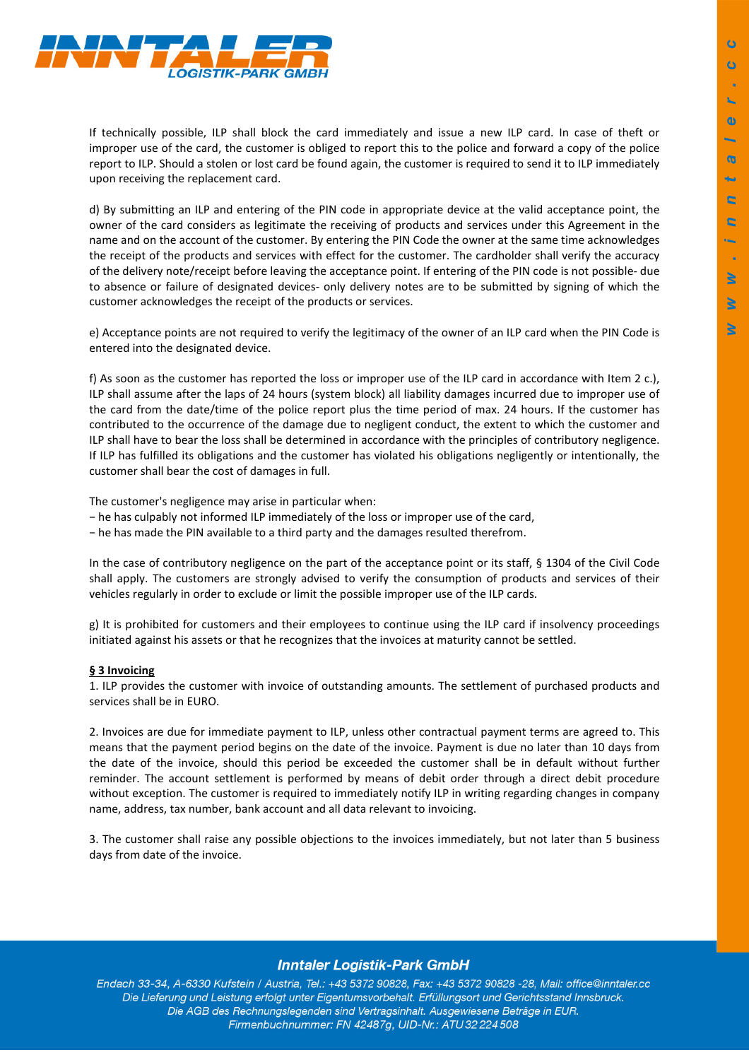If technically possible, ILP shall block the card immediately and issue a new ILP card. In case of theft or improper use of the card, the customer is obliged to report this to the police and forward a copy of the police report to ILP. Should a stolen or lost card be found again, the customer is required to send it to ILP immediately upon receiving the replacement card.

d) By submitting an ILP and entering of the PIN code in appropriate device at the valid acceptance point, the owner of the card considers as legitimate the receiving of products and services under this Agreement in the name and on the account of the customer. By entering the PIN Code the owner at the same time acknowledges the receipt of the products and services with effect for the customer. The cardholder shall verify the accuracy of the delivery note/receipt before leaving the acceptance point. If entering of the PIN code is not possible- due to absence or failure of designated devices- only delivery notes are to be submitted by signing of which the customer acknowledges the receipt of the products or services.

e) Acceptance points are not required to verify the legitimacy of the owner of an ILP card when the PIN Code is entered into the designated device.

f) As soon as the customer has reported the loss or improper use of the ILP card in accordance with Item 2 c.), ILP shall assume after the laps of 24 hours (system block) all liability damages incurred due to improper use of the card from the date/time of the police report plus the time period of max. 24 hours. If the customer has contributed to the occurrence of the damage due to negligent conduct, the extent to which the customer and ILP shall have to bear the loss shall be determined in accordance with the principles of contributory negligence. If ILP has fulfilled its obligations and the customer has violated his obligations negligently or intentionally, the customer shall bear the cost of damages in full.

The customer's negligence may arise in particular when:

- he has culpably not informed ILP immediately of the loss or improper use of the card,
- he has made the PIN available to a third party and the damages resulted therefrom.

In the case of contributory negligence on the part of the acceptance point or its staff, § 1304 of the Civil Code shall apply. The customers are strongly advised to verify the consumption of products and services of their vehicles regularly in order to exclude or limit the possible improper use of the ILP cards.

g) It is prohibited for customers and their employees to continue using the ILP card if insolvency proceedings initiated against his assets or that he recognizes that the invoices at maturity cannot be settled.

**§ 3 Invoicing**

1. ILP provides the customer with invoice of outstanding amounts. The settlement of purchased products and services shall be in EURO.

2. Invoices are due for immediate payment to ILP, unless other contractual payment terms are agreed to. This means that the payment period begins on the date of the invoice. Payment is due no later than 10 days from the date of the invoice, should this period be exceeded the customer shall be in default without further reminder. The account settlement is performed by means of debit order through a direct debit procedure without exception. The customer is required to immediately notify ILP in writing regarding changes in company name, address, tax number, bank account and all data relevant to invoicing.

3. The customer shall raise any possible objections to the invoices immediately, but not later than 5 business days from date of the invoice.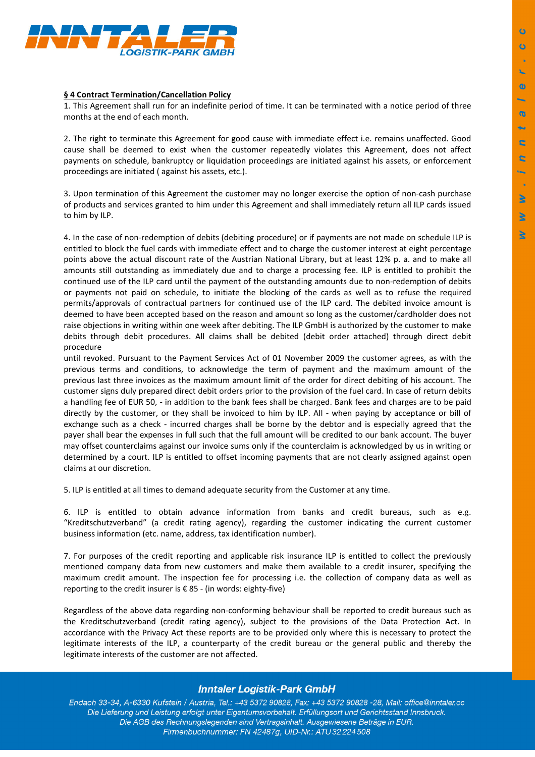**§ 4 Contract Termination/Cancellation Policy**

1. This Agreement shall run for an indefinite period of time. It can be terminated with a notice period of three months at the end of each month.

2. The right to terminate this Agreement for good cause with immediate effect i.e. remains unaffected. Good cause shall be deemed to exist when the customer repeatedly violates this Agreement, does not affect payments on schedule, bankruptcy or liquidation proceedings are initiated against his assets, or enforcement proceedings are initiated ( against his assets, etc.).

3. Upon termination of this Agreement the customer may no longer exercise the option of non-cash purchase of products and services granted to him under this Agreement and shall immediately return all ILP cards issued to him by ILP.

4. In the case of non-redemption of debits (debiting procedure) or if payments are not made on schedule ILP is entitled to block the fuel cards with immediate effect and to charge the customer interest at eight percentage points above the actual discount rate of the Austrian National Library, but at least 12% p. a. and to make all amounts still outstanding as immediately due and to charge a processing fee. ILP is entitled to prohibit the continued use of the ILP card until the payment of the outstanding amounts due to non-redemption of debits or payments not paid on schedule, to initiate the blocking of the cards as well as to refuse the required permits/approvals of contractual partners for continued use of the ILP card. The debited invoice amount is deemed to have been accepted based on the reason and amount so long as the customer/cardholder does not raise objections in writing within one week after debiting. The ILP GmbH is authorized by the customer to make debits through debit procedures. All claims shall be debited (debit order attached) through direct debit procedure
until revoked. Pursuant to the Payment Services Act of 01 November 2009 the customer agrees, as with the previous terms and conditions, to acknowledge the term of payment and the maximum amount of the previous last three invoices as the maximum amount limit of the order for direct debiting of his account. The customer signs duly prepared direct debit orders prior to the provision of the fuel card. In case of return debits a handling fee of EUR 50, - in addition to the bank fees shall be charged. Bank fees and charges are to be paid directly by the customer, or they shall be invoiced to him by ILP. All - when paying by acceptance or bill of exchange such as a check - incurred charges shall be borne by the debtor and is especially agreed that the payer shall bear the expenses in full such that the full amount will be credited to our bank account. The buyer may offset counterclaims against our invoice sums only if the counterclaim is acknowledged by us in writing or determined by a court. ILP is entitled to offset incoming payments that are not clearly assigned against open claims at our discretion.

5. ILP is entitled at all times to demand adequate security from the Customer at any time.

6. ILP is entitled to obtain advance information from banks and credit bureaus, such as e.g. "Kreditschutzverband" (a credit rating agency), regarding the customer indicating the current customer business information (etc. name, address, tax identification number).

7. For purposes of the credit reporting and applicable risk insurance ILP is entitled to collect the previously mentioned company data from new customers and make them available to a credit insurer, specifying the maximum credit amount. The inspection fee for processing i.e. the collection of company data as well as reporting to the credit insurer is € 85 - (in words: eighty-five)

Regardless of the above data regarding non-conforming behaviour shall be reported to credit bureaus such as the Kreditschutzverband (credit rating agency), subject to the provisions of the Data Protection Act. In accordance with the Privacy Act these reports are to be provided only where this is necessary to protect the legitimate interests of the ILP, a counterparty of the credit bureau or the general public and thereby the legitimate interests of the customer are not affected.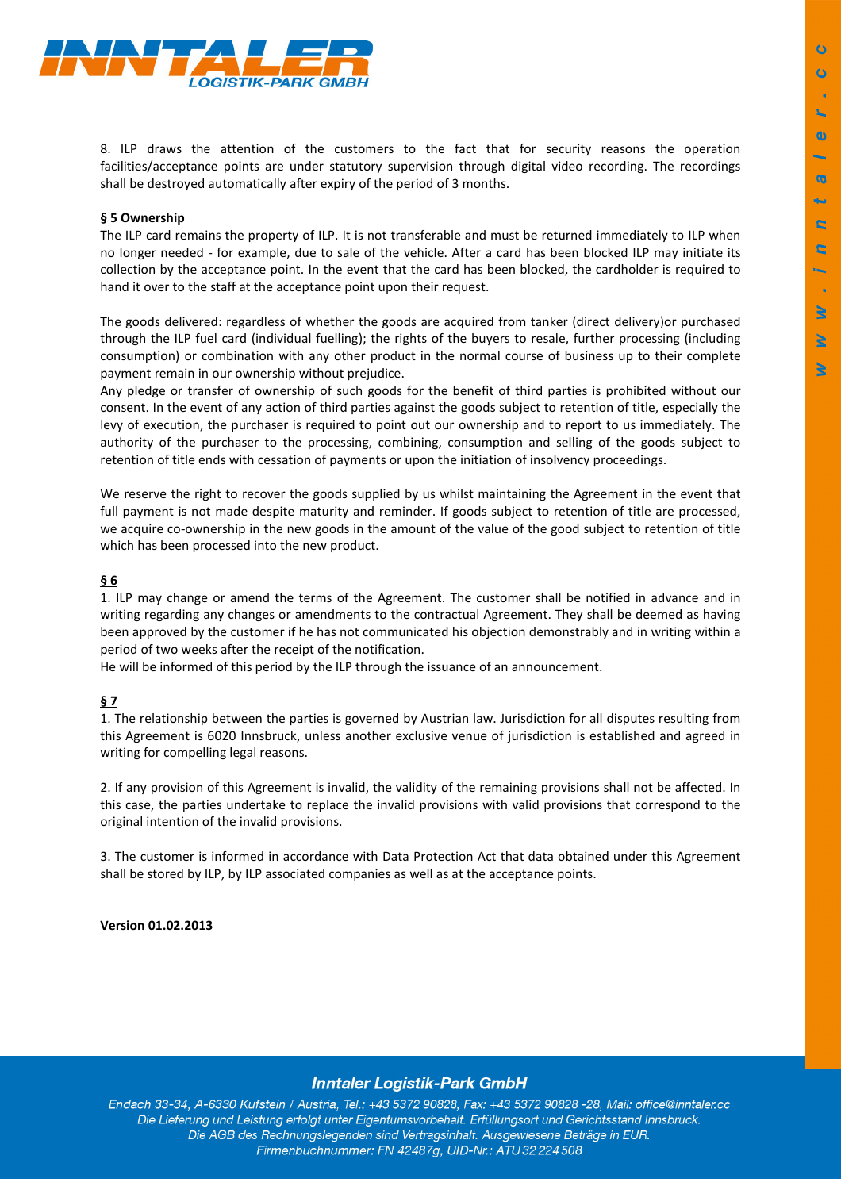8. ILP draws the attention of the customers to the fact that for security reasons the operation facilities/acceptance points are under statutory supervision through digital video recording. The recordings shall be destroyed automatically after expiry of the period of 3 months.

## § 5 Ownership

The ILP card remains the property of ILP. It is not transferable and must be returned immediately to ILP when no longer needed - for example, due to sale of the vehicle. After a card has been blocked ILP may initiate its collection by the acceptance point. In the event that the card has been blocked, the cardholder is required to hand it over to the staff at the acceptance point upon their request.

The goods delivered: regardless of whether the goods are acquired from tanker (direct delivery)or purchased through the ILP fuel card (individual fuelling); the rights of the buyers to resale, further processing (including consumption) or combination with any other product in the normal course of business up to their complete payment remain in our ownership without prejudice.
Any pledge or transfer of ownership of such goods for the benefit of third parties is prohibited without our consent. In the event of any action of third parties against the goods subject to retention of title, especially the levy of execution, the purchaser is required to point out our ownership and to report to us immediately. The authority of the purchaser to the processing, combining, consumption and selling of the goods subject to retention of title ends with cessation of payments or upon the initiation of insolvency proceedings.

We reserve the right to recover the goods supplied by us whilst maintaining the Agreement in the event that full payment is not made despite maturity and reminder. If goods subject to retention of title are processed, we acquire co-ownership in the new goods in the amount of the value of the good subject to retention of title which has been processed into the new product.

## § 6

1. ILP may change or amend the terms of the Agreement. The customer shall be notified in advance and in writing regarding any changes or amendments to the contractual Agreement. They shall be deemed as having been approved by the customer if he has not communicated his objection demonstrably and in writing within a period of two weeks after the receipt of the notification.
He will be informed of this period by the ILP through the issuance of an announcement.

## § 7

1. The relationship between the parties is governed by Austrian law. Jurisdiction for all disputes resulting from this Agreement is 6020 Innsbruck, unless another exclusive venue of jurisdiction is established and agreed in writing for compelling legal reasons.

2. If any provision of this Agreement is invalid, the validity of the remaining provisions shall not be affected. In this case, the parties undertake to replace the invalid provisions with valid provisions that correspond to the original intention of the invalid provisions.

3. The customer is informed in accordance with Data Protection Act that data obtained under this Agreement shall be stored by ILP, by ILP associated companies as well as at the acceptance points.

**Version 01.02.2013**